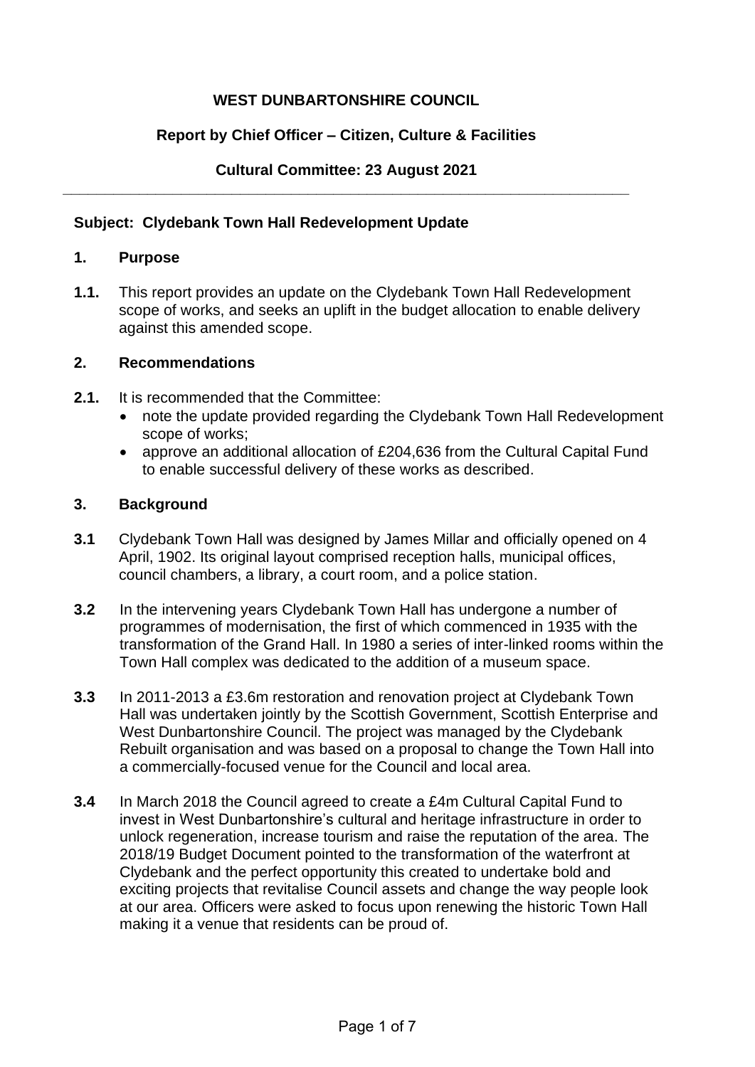**WEST DUNBARTONSHIRE COUNCIL**

**Report by Chief Officer – Citizen, Culture & Facilities**

**Cultural Committee: 23 August 2021**

---

**Subject: Clydebank Town Hall Redevelopment Update**

## 1. Purpose

**1.1.** This report provides an update on the Clydebank Town Hall Redevelopment scope of works, and seeks an uplift in the budget allocation to enable delivery against this amended scope.

## 2. Recommendations

**2.1.** It is recommended that the Committee:

- note the update provided regarding the Clydebank Town Hall Redevelopment scope of works;
- approve an additional allocation of £204,636 from the Cultural Capital Fund to enable successful delivery of these works as described.

## 3. Background

**3.1** Clydebank Town Hall was designed by James Millar and officially opened on 4 April, 1902. Its original layout comprised reception halls, municipal offices, council chambers, a library, a court room, and a police station.

**3.2** In the intervening years Clydebank Town Hall has undergone a number of programmes of modernisation, the first of which commenced in 1935 with the transformation of the Grand Hall. In 1980 a series of inter-linked rooms within the Town Hall complex was dedicated to the addition of a museum space.

**3.3** In 2011-2013 a £3.6m restoration and renovation project at Clydebank Town Hall was undertaken jointly by the Scottish Government, Scottish Enterprise and West Dunbartonshire Council. The project was managed by the Clydebank Rebuilt organisation and was based on a proposal to change the Town Hall into a commercially-focused venue for the Council and local area.

**3.4** In March 2018 the Council agreed to create a £4m Cultural Capital Fund to invest in West Dunbartonshire's cultural and heritage infrastructure in order to unlock regeneration, increase tourism and raise the reputation of the area. The 2018/19 Budget Document pointed to the transformation of the waterfront at Clydebank and the perfect opportunity this created to undertake bold and exciting projects that revitalise Council assets and change the way people look at our area. Officers were asked to focus upon renewing the historic Town Hall making it a venue that residents can be proud of.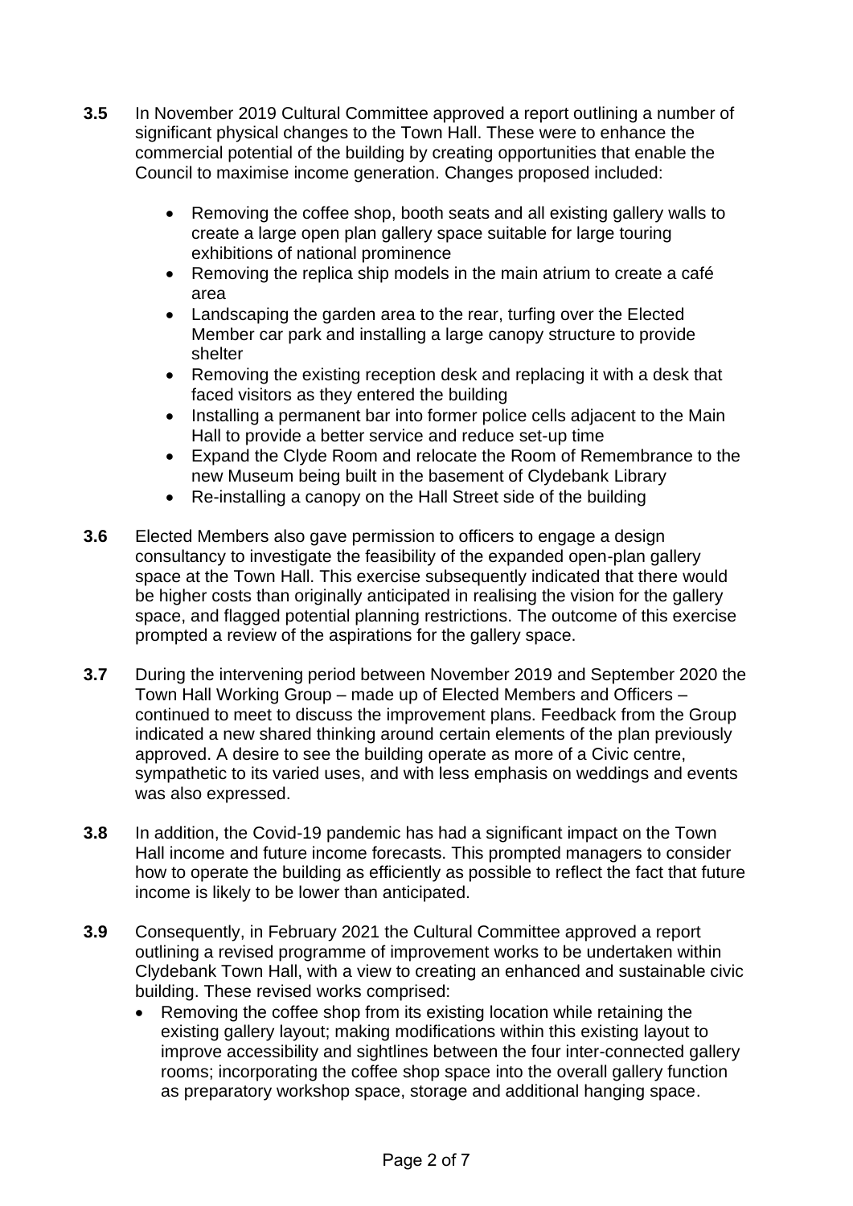**3.5** In November 2019 Cultural Committee approved a report outlining a number of significant physical changes to the Town Hall. These were to enhance the commercial potential of the building by creating opportunities that enable the Council to maximise income generation. Changes proposed included:

- Removing the coffee shop, booth seats and all existing gallery walls to create a large open plan gallery space suitable for large touring exhibitions of national prominence
- Removing the replica ship models in the main atrium to create a café area
- Landscaping the garden area to the rear, turfing over the Elected Member car park and installing a large canopy structure to provide shelter
- Removing the existing reception desk and replacing it with a desk that faced visitors as they entered the building
- Installing a permanent bar into former police cells adjacent to the Main Hall to provide a better service and reduce set-up time
- Expand the Clyde Room and relocate the Room of Remembrance to the new Museum being built in the basement of Clydebank Library
- Re-installing a canopy on the Hall Street side of the building

**3.6** Elected Members also gave permission to officers to engage a design consultancy to investigate the feasibility of the expanded open-plan gallery space at the Town Hall. This exercise subsequently indicated that there would be higher costs than originally anticipated in realising the vision for the gallery space, and flagged potential planning restrictions. The outcome of this exercise prompted a review of the aspirations for the gallery space.

**3.7** During the intervening period between November 2019 and September 2020 the Town Hall Working Group – made up of Elected Members and Officers – continued to meet to discuss the improvement plans. Feedback from the Group indicated a new shared thinking around certain elements of the plan previously approved. A desire to see the building operate as more of a Civic centre, sympathetic to its varied uses, and with less emphasis on weddings and events was also expressed.

**3.8** In addition, the Covid-19 pandemic has had a significant impact on the Town Hall income and future income forecasts. This prompted managers to consider how to operate the building as efficiently as possible to reflect the fact that future income is likely to be lower than anticipated.

**3.9** Consequently, in February 2021 the Cultural Committee approved a report outlining a revised programme of improvement works to be undertaken within Clydebank Town Hall, with a view to creating an enhanced and sustainable civic building. These revised works comprised:

- Removing the coffee shop from its existing location while retaining the existing gallery layout; making modifications within this existing layout to improve accessibility and sightlines between the four inter-connected gallery rooms; incorporating the coffee shop space into the overall gallery function as preparatory workshop space, storage and additional hanging space.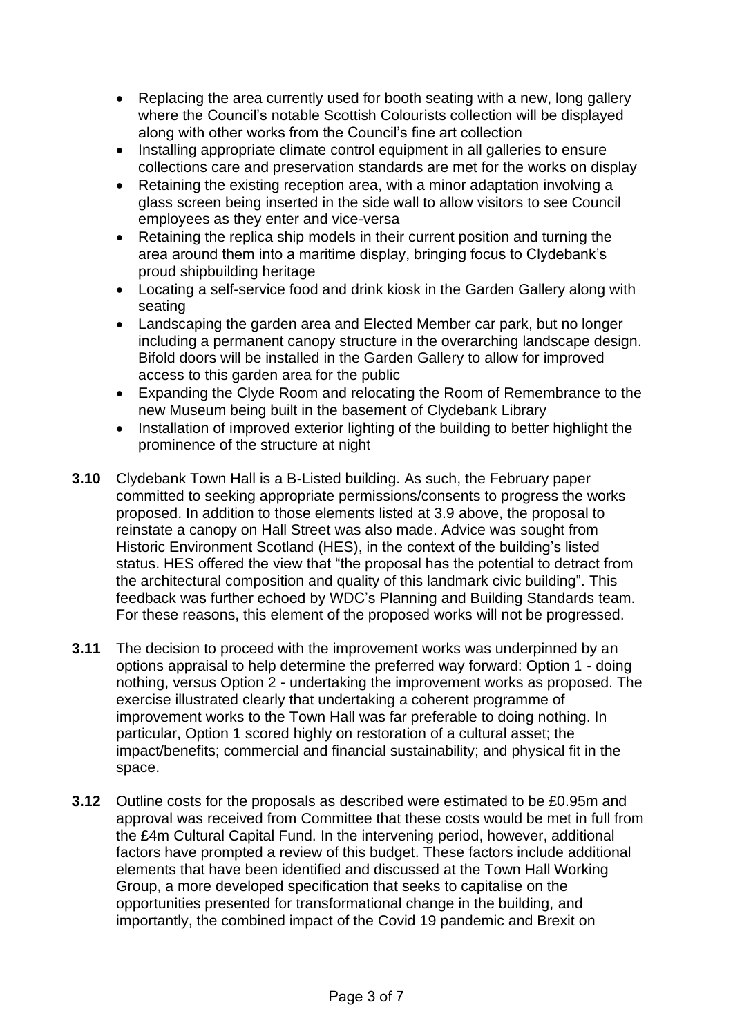- Replacing the area currently used for booth seating with a new, long gallery where the Council's notable Scottish Colourists collection will be displayed along with other works from the Council's fine art collection
- Installing appropriate climate control equipment in all galleries to ensure collections care and preservation standards are met for the works on display
- Retaining the existing reception area, with a minor adaptation involving a glass screen being inserted in the side wall to allow visitors to see Council employees as they enter and vice-versa
- Retaining the replica ship models in their current position and turning the area around them into a maritime display, bringing focus to Clydebank's proud shipbuilding heritage
- Locating a self-service food and drink kiosk in the Garden Gallery along with seating
- Landscaping the garden area and Elected Member car park, but no longer including a permanent canopy structure in the overarching landscape design. Bifold doors will be installed in the Garden Gallery to allow for improved access to this garden area for the public
- Expanding the Clyde Room and relocating the Room of Remembrance to the new Museum being built in the basement of Clydebank Library
- Installation of improved exterior lighting of the building to better highlight the prominence of the structure at night

**3.10** Clydebank Town Hall is a B-Listed building. As such, the February paper committed to seeking appropriate permissions/consents to progress the works proposed. In addition to those elements listed at 3.9 above, the proposal to reinstate a canopy on Hall Street was also made. Advice was sought from Historic Environment Scotland (HES), in the context of the building's listed status. HES offered the view that "the proposal has the potential to detract from the architectural composition and quality of this landmark civic building". This feedback was further echoed by WDC's Planning and Building Standards team. For these reasons, this element of the proposed works will not be progressed.

**3.11** The decision to proceed with the improvement works was underpinned by an options appraisal to help determine the preferred way forward: Option 1 - doing nothing, versus Option 2 - undertaking the improvement works as proposed. The exercise illustrated clearly that undertaking a coherent programme of improvement works to the Town Hall was far preferable to doing nothing. In particular, Option 1 scored highly on restoration of a cultural asset; the impact/benefits; commercial and financial sustainability; and physical fit in the space.

**3.12** Outline costs for the proposals as described were estimated to be £0.95m and approval was received from Committee that these costs would be met in full from the £4m Cultural Capital Fund. In the intervening period, however, additional factors have prompted a review of this budget. These factors include additional elements that have been identified and discussed at the Town Hall Working Group, a more developed specification that seeks to capitalise on the opportunities presented for transformational change in the building, and importantly, the combined impact of the Covid 19 pandemic and Brexit on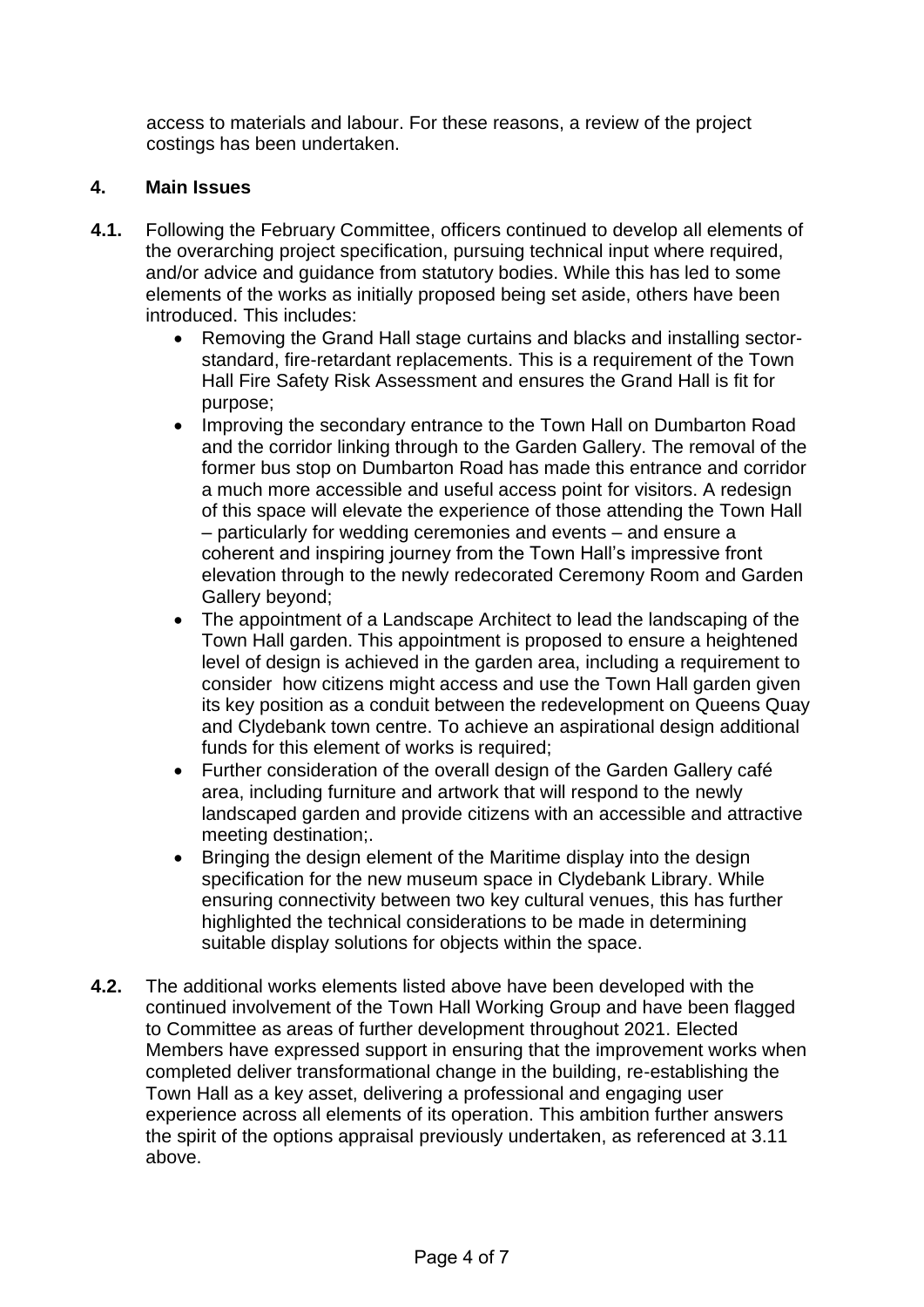access to materials and labour. For these reasons, a review of the project costings has been undertaken.

## 4. Main Issues

**4.1.** Following the February Committee, officers continued to develop all elements of the overarching project specification, pursuing technical input where required, and/or advice and guidance from statutory bodies. While this has led to some elements of the works as initially proposed being set aside, others have been introduced. This includes:

- Removing the Grand Hall stage curtains and blacks and installing sector-standard, fire-retardant replacements. This is a requirement of the Town Hall Fire Safety Risk Assessment and ensures the Grand Hall is fit for purpose;
- Improving the secondary entrance to the Town Hall on Dumbarton Road and the corridor linking through to the Garden Gallery. The removal of the former bus stop on Dumbarton Road has made this entrance and corridor a much more accessible and useful access point for visitors. A redesign of this space will elevate the experience of those attending the Town Hall – particularly for wedding ceremonies and events – and ensure a coherent and inspiring journey from the Town Hall's impressive front elevation through to the newly redecorated Ceremony Room and Garden Gallery beyond;
- The appointment of a Landscape Architect to lead the landscaping of the Town Hall garden. This appointment is proposed to ensure a heightened level of design is achieved in the garden area, including a requirement to consider how citizens might access and use the Town Hall garden given its key position as a conduit between the redevelopment on Queens Quay and Clydebank town centre. To achieve an aspirational design additional funds for this element of works is required;
- Further consideration of the overall design of the Garden Gallery café area, including furniture and artwork that will respond to the newly landscaped garden and provide citizens with an accessible and attractive meeting destination;.
- Bringing the design element of the Maritime display into the design specification for the new museum space in Clydebank Library. While ensuring connectivity between two key cultural venues, this has further highlighted the technical considerations to be made in determining suitable display solutions for objects within the space.

**4.2.** The additional works elements listed above have been developed with the continued involvement of the Town Hall Working Group and have been flagged to Committee as areas of further development throughout 2021. Elected Members have expressed support in ensuring that the improvement works when completed deliver transformational change in the building, re-establishing the Town Hall as a key asset, delivering a professional and engaging user experience across all elements of its operation. This ambition further answers the spirit of the options appraisal previously undertaken, as referenced at 3.11 above.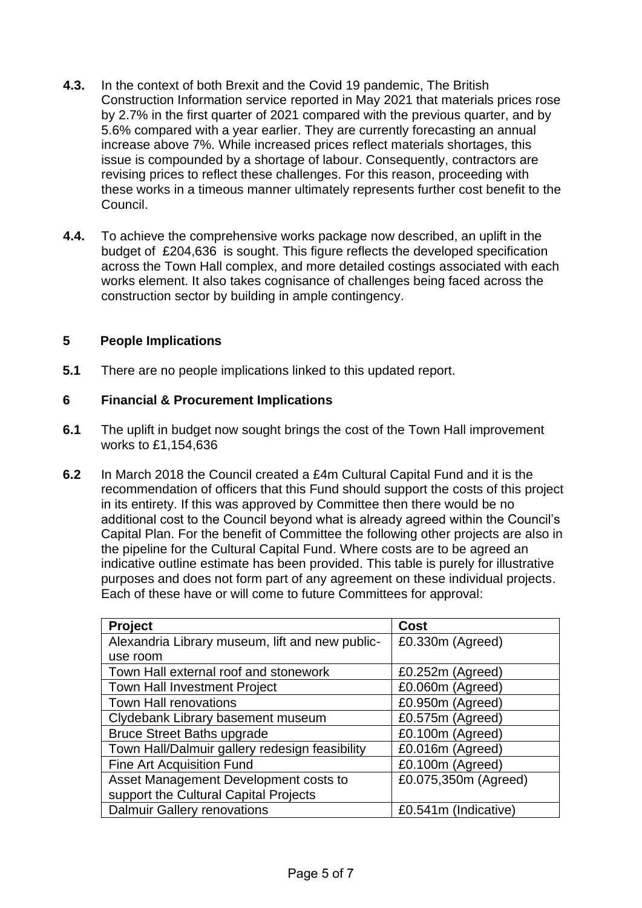**4.3.** In the context of both Brexit and the Covid 19 pandemic, The British Construction Information service reported in May 2021 that materials prices rose by 2.7% in the first quarter of 2021 compared with the previous quarter, and by 5.6% compared with a year earlier. They are currently forecasting an annual increase above 7%. While increased prices reflect materials shortages, this issue is compounded by a shortage of labour. Consequently, contractors are revising prices to reflect these challenges. For this reason, proceeding with these works in a timeous manner ultimately represents further cost benefit to the Council.

**4.4.** To achieve the comprehensive works package now described, an uplift in the budget of £204,636 is sought. This figure reflects the developed specification across the Town Hall complex, and more detailed costings associated with each works element. It also takes cognisance of challenges being faced across the construction sector by building in ample contingency.

## 5 People Implications

**5.1** There are no people implications linked to this updated report.

## 6 Financial & Procurement Implications

**6.1** The uplift in budget now sought brings the cost of the Town Hall improvement works to £1,154,636

**6.2** In March 2018 the Council created a £4m Cultural Capital Fund and it is the recommendation of officers that this Fund should support the costs of this project in its entirety. If this was approved by Committee then there would be no additional cost to the Council beyond what is already agreed within the Council's Capital Plan. For the benefit of Committee the following other projects are also in the pipeline for the Cultural Capital Fund. Where costs are to be agreed an indicative outline estimate has been provided. This table is purely for illustrative purposes and does not form part of any agreement on these individual projects. Each of these have or will come to future Committees for approval:

| Project | Cost |
|---|---|
| Alexandria Library museum, lift and new public-use room | £0.330m (Agreed) |
| Town Hall external roof and stonework | £0.252m (Agreed) |
| Town Hall Investment Project | £0.060m (Agreed) |
| Town Hall renovations | £0.950m (Agreed) |
| Clydebank Library basement museum | £0.575m (Agreed) |
| Bruce Street Baths upgrade | £0.100m (Agreed) |
| Town Hall/Dalmuir gallery redesign feasibility | £0.016m (Agreed) |
| Fine Art Acquisition Fund | £0.100m (Agreed) |
| Asset Management Development costs to support the Cultural Capital Projects | £0.075,350m (Agreed) |
| Dalmuir Gallery renovations | £0.541m (Indicative) |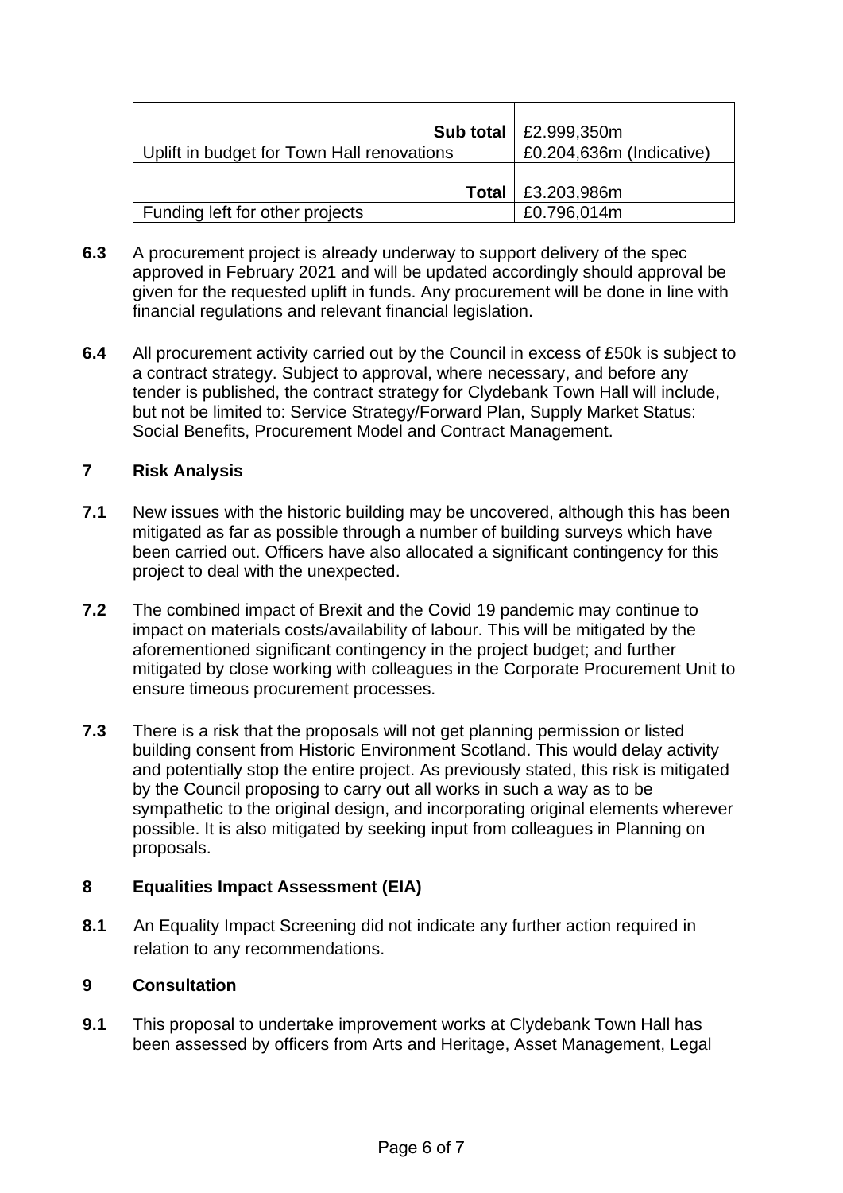| | |
|---|---|
| **Sub total** | £2.999,350m |
| Uplift in budget for Town Hall renovations | £0.204,636m (Indicative) |
| **Total** | £3.203,986m |
| Funding left for other projects | £0.796,014m |

**6.3** A procurement project is already underway to support delivery of the spec approved in February 2021 and will be updated accordingly should approval be given for the requested uplift in funds. Any procurement will be done in line with financial regulations and relevant financial legislation.

**6.4** All procurement activity carried out by the Council in excess of £50k is subject to a contract strategy. Subject to approval, where necessary, and before any tender is published, the contract strategy for Clydebank Town Hall will include, but not be limited to: Service Strategy/Forward Plan, Supply Market Status: Social Benefits, Procurement Model and Contract Management.

## 7 Risk Analysis

**7.1** New issues with the historic building may be uncovered, although this has been mitigated as far as possible through a number of building surveys which have been carried out. Officers have also allocated a significant contingency for this project to deal with the unexpected.

**7.2** The combined impact of Brexit and the Covid 19 pandemic may continue to impact on materials costs/availability of labour. This will be mitigated by the aforementioned significant contingency in the project budget; and further mitigated by close working with colleagues in the Corporate Procurement Unit to ensure timeous procurement processes.

**7.3** There is a risk that the proposals will not get planning permission or listed building consent from Historic Environment Scotland. This would delay activity and potentially stop the entire project. As previously stated, this risk is mitigated by the Council proposing to carry out all works in such a way as to be sympathetic to the original design, and incorporating original elements wherever possible. It is also mitigated by seeking input from colleagues in Planning on proposals.

## 8 Equalities Impact Assessment (EIA)

**8.1** An Equality Impact Screening did not indicate any further action required in relation to any recommendations.

## 9 Consultation

**9.1** This proposal to undertake improvement works at Clydebank Town Hall has been assessed by officers from Arts and Heritage, Asset Management, Legal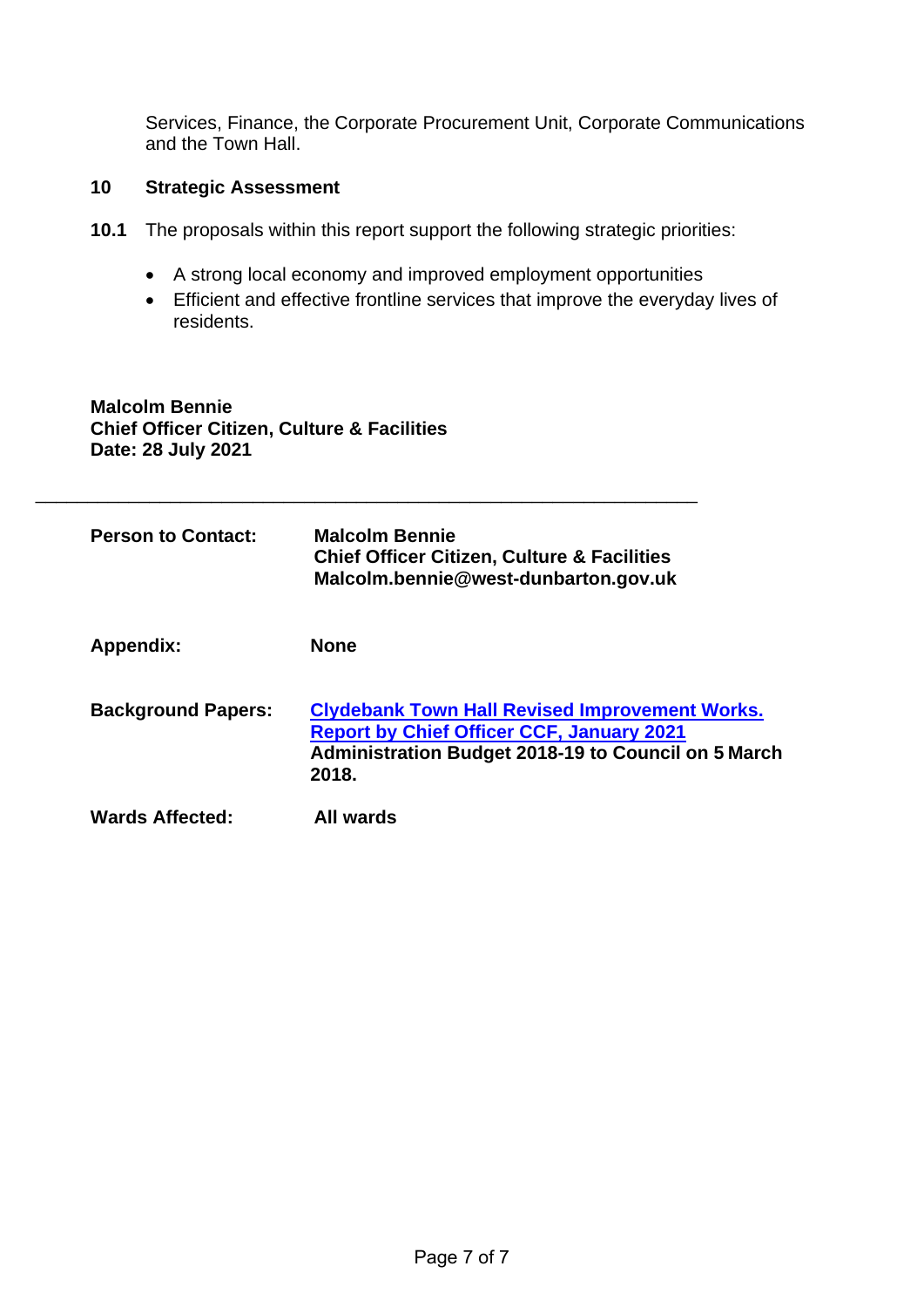Services, Finance, the Corporate Procurement Unit, Corporate Communications and the Town Hall.

## 10 Strategic Assessment

**10.1** The proposals within this report support the following strategic priorities:

- A strong local economy and improved employment opportunities
- Efficient and effective frontline services that improve the everyday lives of residents.

**Malcolm Bennie**
**Chief Officer Citizen, Culture & Facilities**
**Date: 28 July 2021**

---

| | |
|---|---|
| **Person to Contact:** | **Malcolm Bennie**<br>**Chief Officer Citizen, Culture & Facilities**<br>**Malcolm.bennie@west-dunbarton.gov.uk** |
| **Appendix:** | **None** |
| **Background Papers:** | **Clydebank Town Hall Revised Improvement Works. Report by Chief Officer CCF, January 2021**<br>**Administration Budget 2018-19 to Council on 5 March 2018.** |
| **Wards Affected:** | **All wards** |